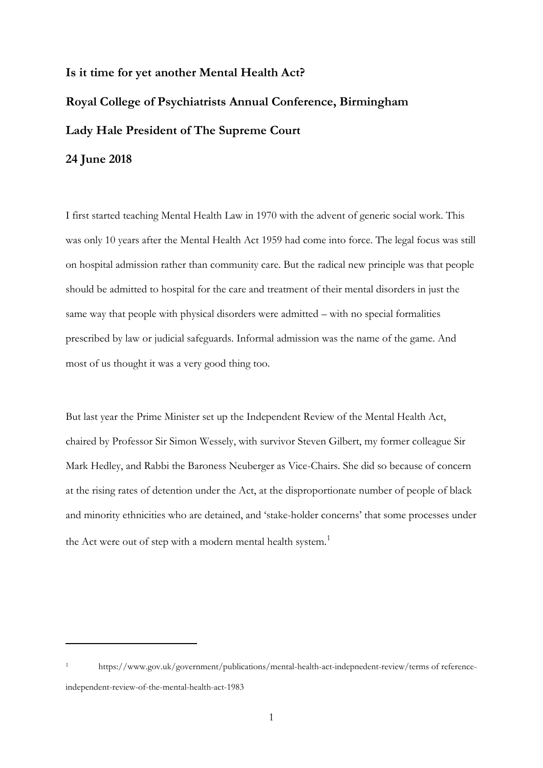**Is it time for yet another Mental Health Act?**

**Royal College of Psychiatrists Annual Conference, Birmingham**

**Lady Hale President of The Supreme Court**

**24 June 2018**

I first started teaching Mental Health Law in 1970 with the advent of generic social work. This was only 10 years after the Mental Health Act 1959 had come into force. The legal focus was still on hospital admission rather than community care. But the radical new principle was that people should be admitted to hospital for the care and treatment of their mental disorders in just the same way that people with physical disorders were admitted – with no special formalities prescribed by law or judicial safeguards. Informal admission was the name of the game. And most of us thought it was a very good thing too.

But last year the Prime Minister set up the Independent Review of the Mental Health Act, chaired by Professor Sir Simon Wessely, with survivor Steven Gilbert, my former colleague Sir Mark Hedley, and Rabbi the Baroness Neuberger as Vice-Chairs. She did so because of concern at the rising rates of detention under the Act, at the disproportionate number of people of black and minority ethnicities who are detained, and 'stake-holder concerns' that some processes under the Act were out of step with a modern mental health system.[1]

---

[1] https://www.gov.uk/government/publications/mental-health-act-indepnedent-review/terms of reference-independent-review-of-the-mental-health-act-1983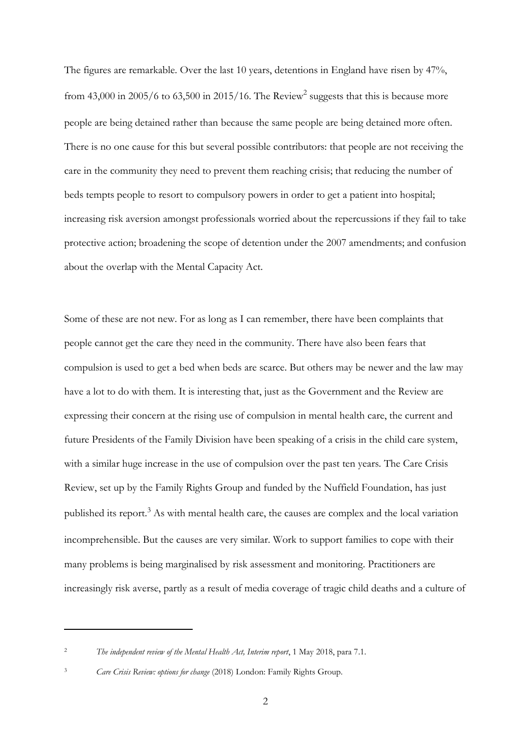The figures are remarkable. Over the last 10 years, detentions in England have risen by 47%, from 43,000 in 2005/6 to 63,500 in 2015/16. The Review[2] suggests that this is because more people are being detained rather than because the same people are being detained more often. There is no one cause for this but several possible contributors: that people are not receiving the care in the community they need to prevent them reaching crisis; that reducing the number of beds tempts people to resort to compulsory powers in order to get a patient into hospital; increasing risk aversion amongst professionals worried about the repercussions if they fail to take protective action; broadening the scope of detention under the 2007 amendments; and confusion about the overlap with the Mental Capacity Act.

Some of these are not new. For as long as I can remember, there have been complaints that people cannot get the care they need in the community. There have also been fears that compulsion is used to get a bed when beds are scarce. But others may be newer and the law may have a lot to do with them. It is interesting that, just as the Government and the Review are expressing their concern at the rising use of compulsion in mental health care, the current and future Presidents of the Family Division have been speaking of a crisis in the child care system, with a similar huge increase in the use of compulsion over the past ten years. The Care Crisis Review, set up by the Family Rights Group and funded by the Nuffield Foundation, has just published its report.[3] As with mental health care, the causes are complex and the local variation incomprehensible. But the causes are very similar. Work to support families to cope with their many problems is being marginalised by risk assessment and monitoring. Practitioners are increasingly risk averse, partly as a result of media coverage of tragic child deaths and a culture of

---

[2] *The independent review of the Mental Health Act, Interim report*, 1 May 2018, para 7.1.

[3] *Care Crisis Review: options for change* (2018) London: Family Rights Group.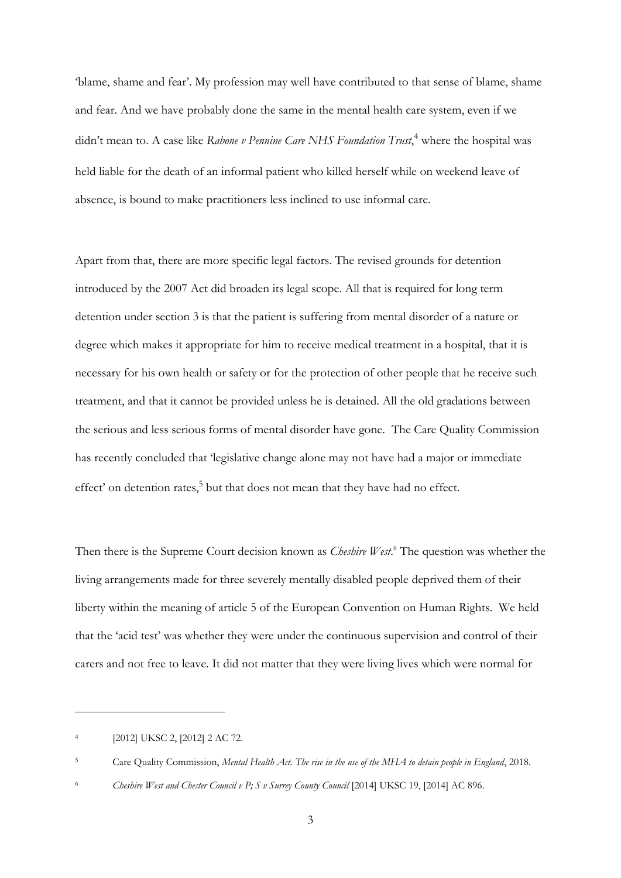'blame, shame and fear'. My profession may well have contributed to that sense of blame, shame and fear. And we have probably done the same in the mental health care system, even if we didn't mean to. A case like *Rabone v Pennine Care NHS Foundation Trust*,[4] where the hospital was held liable for the death of an informal patient who killed herself while on weekend leave of absence, is bound to make practitioners less inclined to use informal care.

Apart from that, there are more specific legal factors. The revised grounds for detention introduced by the 2007 Act did broaden its legal scope. All that is required for long term detention under section 3 is that the patient is suffering from mental disorder of a nature or degree which makes it appropriate for him to receive medical treatment in a hospital, that it is necessary for his own health or safety or for the protection of other people that he receive such treatment, and that it cannot be provided unless he is detained. All the old gradations between the serious and less serious forms of mental disorder have gone. The Care Quality Commission has recently concluded that 'legislative change alone may not have had a major or immediate effect' on detention rates,[5] but that does not mean that they have had no effect.

Then there is the Supreme Court decision known as *Cheshire West*.[6] The question was whether the living arrangements made for three severely mentally disabled people deprived them of their liberty within the meaning of article 5 of the European Convention on Human Rights. We held that the 'acid test' was whether they were under the continuous supervision and control of their carers and not free to leave. It did not matter that they were living lives which were normal for

---

[4] [2012] UKSC 2, [2012] 2 AC 72.

[5] Care Quality Commission, *Mental Health Act. The rise in the use of the MHA to detain people in England*, 2018.

[6] *Cheshire West and Chester Council v P; S v Surrey County Council* [2014] UKSC 19, [2014] AC 896.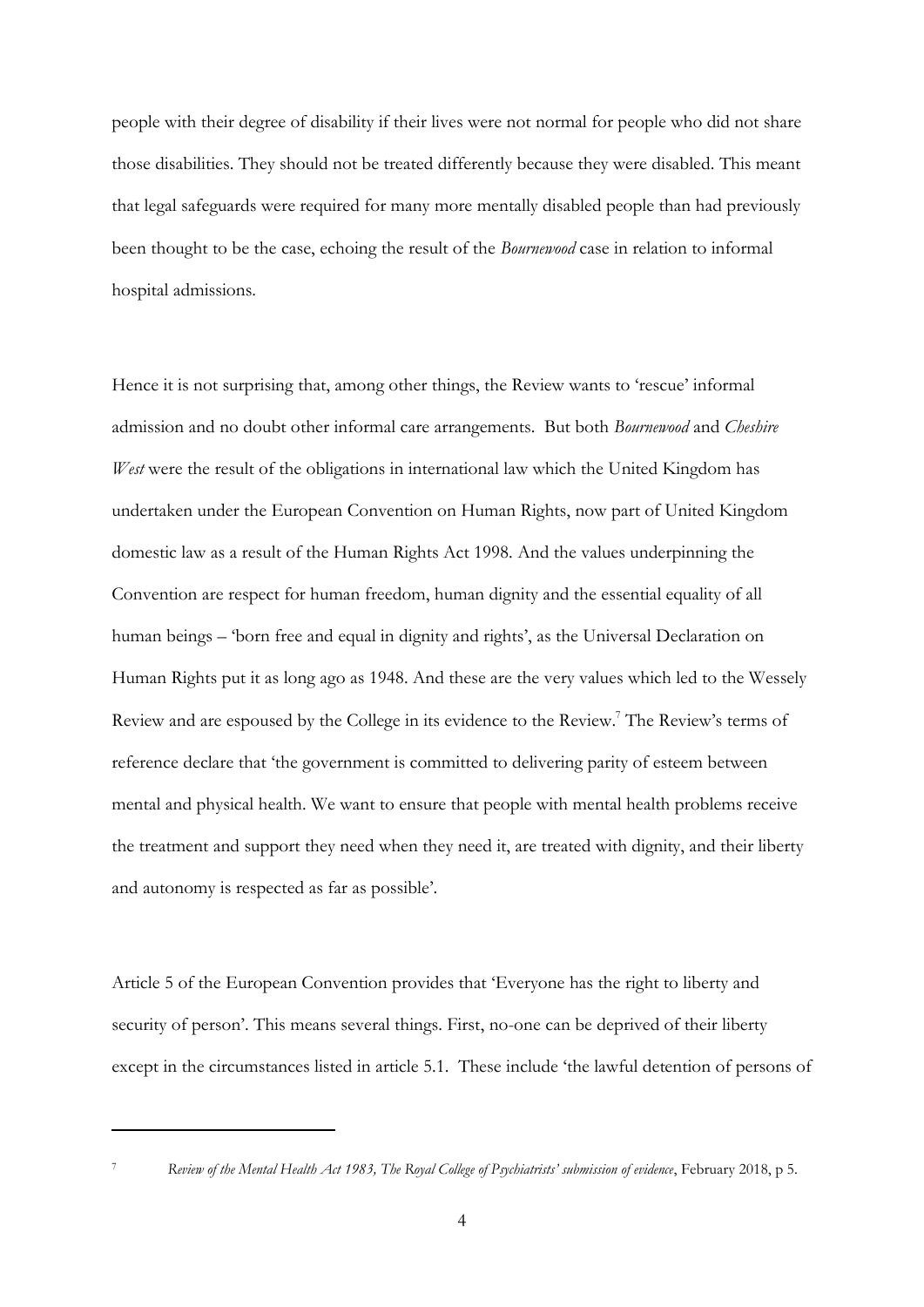people with their degree of disability if their lives were not normal for people who did not share those disabilities. They should not be treated differently because they were disabled. This meant that legal safeguards were required for many more mentally disabled people than had previously been thought to be the case, echoing the result of the *Bournewood* case in relation to informal hospital admissions.

Hence it is not surprising that, among other things, the Review wants to 'rescue' informal admission and no doubt other informal care arrangements. But both *Bournewood* and *Cheshire West* were the result of the obligations in international law which the United Kingdom has undertaken under the European Convention on Human Rights, now part of United Kingdom domestic law as a result of the Human Rights Act 1998. And the values underpinning the Convention are respect for human freedom, human dignity and the essential equality of all human beings – 'born free and equal in dignity and rights', as the Universal Declaration on Human Rights put it as long ago as 1948. And these are the very values which led to the Wessely Review and are espoused by the College in its evidence to the Review.[7] The Review's terms of reference declare that 'the government is committed to delivering parity of esteem between mental and physical health. We want to ensure that people with mental health problems receive the treatment and support they need when they need it, are treated with dignity, and their liberty and autonomy is respected as far as possible'.

Article 5 of the European Convention provides that 'Everyone has the right to liberty and security of person'. This means several things. First, no-one can be deprived of their liberty except in the circumstances listed in article 5.1. These include 'the lawful detention of persons of

---

[7] *Review of the Mental Health Act 1983, The Royal College of Psychiatrists' submission of evidence*, February 2018, p 5.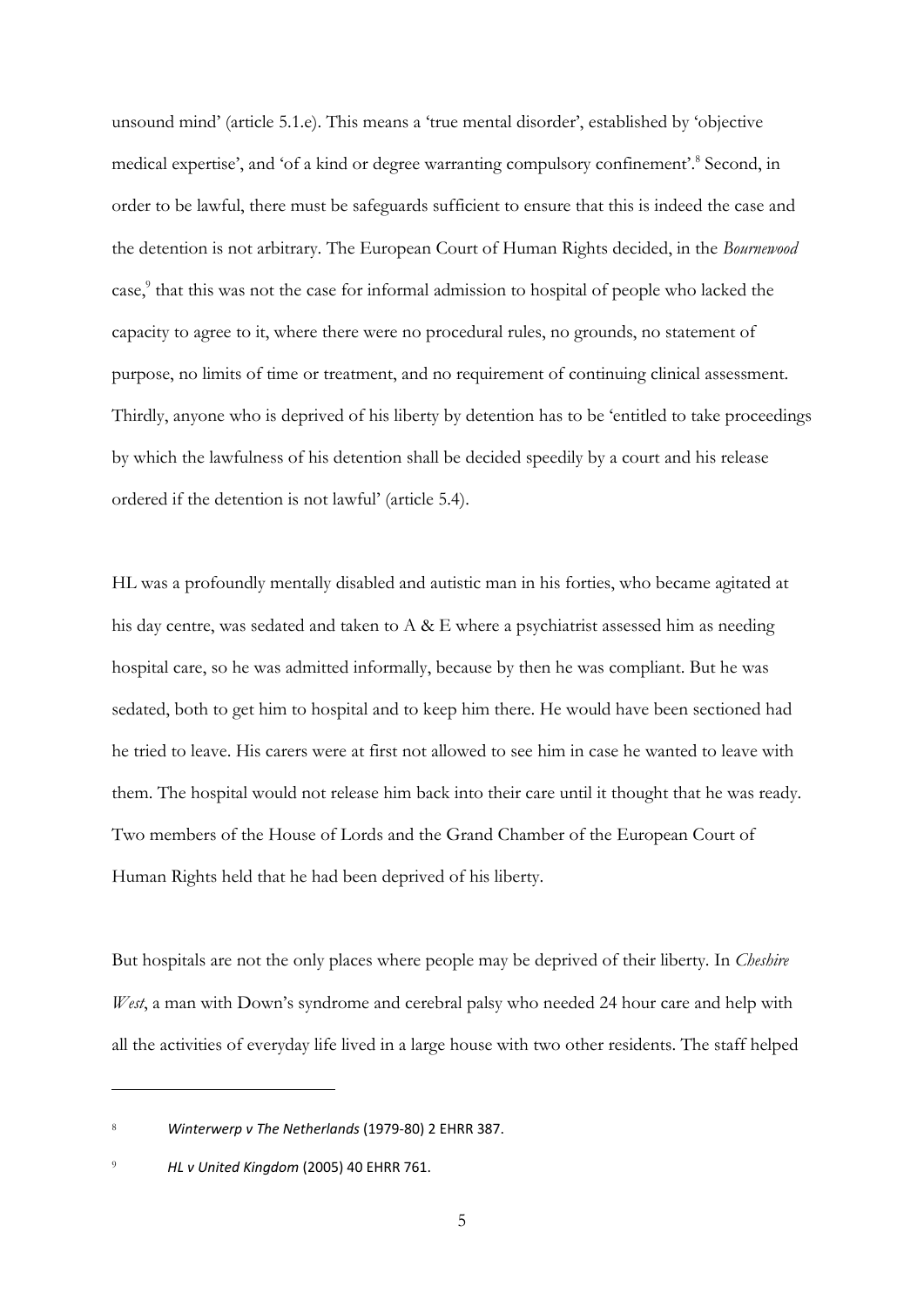unsound mind' (article 5.1.e). This means a 'true mental disorder', established by 'objective medical expertise', and 'of a kind or degree warranting compulsory confinement'.[8] Second, in order to be lawful, there must be safeguards sufficient to ensure that this is indeed the case and the detention is not arbitrary. The European Court of Human Rights decided, in the *Bournewood* case,[9] that this was not the case for informal admission to hospital of people who lacked the capacity to agree to it, where there were no procedural rules, no grounds, no statement of purpose, no limits of time or treatment, and no requirement of continuing clinical assessment. Thirdly, anyone who is deprived of his liberty by detention has to be 'entitled to take proceedings by which the lawfulness of his detention shall be decided speedily by a court and his release ordered if the detention is not lawful' (article 5.4).

HL was a profoundly mentally disabled and autistic man in his forties, who became agitated at his day centre, was sedated and taken to A & E where a psychiatrist assessed him as needing hospital care, so he was admitted informally, because by then he was compliant. But he was sedated, both to get him to hospital and to keep him there. He would have been sectioned had he tried to leave. His carers were at first not allowed to see him in case he wanted to leave with them. The hospital would not release him back into their care until it thought that he was ready. Two members of the House of Lords and the Grand Chamber of the European Court of Human Rights held that he had been deprived of his liberty.

But hospitals are not the only places where people may be deprived of their liberty. In *Cheshire West*, a man with Down's syndrome and cerebral palsy who needed 24 hour care and help with all the activities of everyday life lived in a large house with two other residents. The staff helped

---

[8] *Winterwerp v The Netherlands* (1979-80) 2 EHRR 387.

[9] *HL v United Kingdom* (2005) 40 EHRR 761.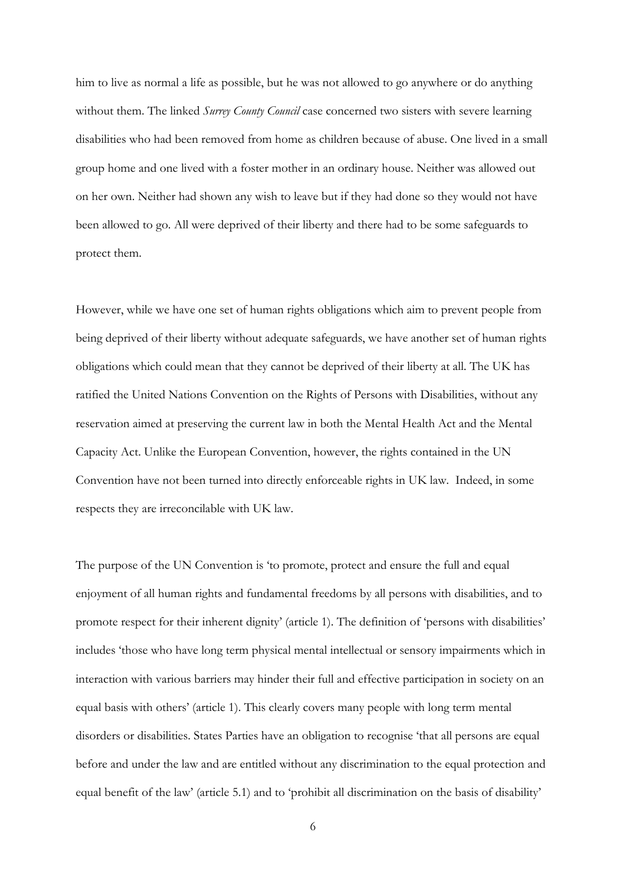him to live as normal a life as possible, but he was not allowed to go anywhere or do anything without them. The linked *Surrey County Council* case concerned two sisters with severe learning disabilities who had been removed from home as children because of abuse. One lived in a small group home and one lived with a foster mother in an ordinary house. Neither was allowed out on her own. Neither had shown any wish to leave but if they had done so they would not have been allowed to go. All were deprived of their liberty and there had to be some safeguards to protect them.

However, while we have one set of human rights obligations which aim to prevent people from being deprived of their liberty without adequate safeguards, we have another set of human rights obligations which could mean that they cannot be deprived of their liberty at all. The UK has ratified the United Nations Convention on the Rights of Persons with Disabilities, without any reservation aimed at preserving the current law in both the Mental Health Act and the Mental Capacity Act. Unlike the European Convention, however, the rights contained in the UN Convention have not been turned into directly enforceable rights in UK law. Indeed, in some respects they are irreconcilable with UK law.

The purpose of the UN Convention is 'to promote, protect and ensure the full and equal enjoyment of all human rights and fundamental freedoms by all persons with disabilities, and to promote respect for their inherent dignity' (article 1). The definition of 'persons with disabilities' includes 'those who have long term physical mental intellectual or sensory impairments which in interaction with various barriers may hinder their full and effective participation in society on an equal basis with others' (article 1). This clearly covers many people with long term mental disorders or disabilities. States Parties have an obligation to recognise 'that all persons are equal before and under the law and are entitled without any discrimination to the equal protection and equal benefit of the law' (article 5.1) and to 'prohibit all discrimination on the basis of disability'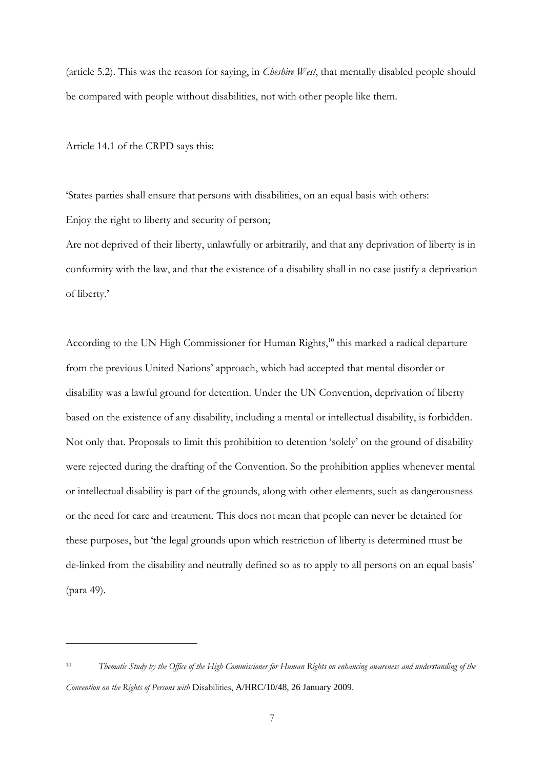(article 5.2). This was the reason for saying, in *Cheshire West*, that mentally disabled people should be compared with people without disabilities, not with other people like them.

Article 14.1 of the CRPD says this:

'States parties shall ensure that persons with disabilities, on an equal basis with others:
Enjoy the right to liberty and security of person;
Are not deprived of their liberty, unlawfully or arbitrarily, and that any deprivation of liberty is in conformity with the law, and that the existence of a disability shall in no case justify a deprivation of liberty.'

According to the UN High Commissioner for Human Rights,[10] this marked a radical departure from the previous United Nations' approach, which had accepted that mental disorder or disability was a lawful ground for detention. Under the UN Convention, deprivation of liberty based on the existence of any disability, including a mental or intellectual disability, is forbidden. Not only that. Proposals to limit this prohibition to detention 'solely' on the ground of disability were rejected during the drafting of the Convention. So the prohibition applies whenever mental or intellectual disability is part of the grounds, along with other elements, such as dangerousness or the need for care and treatment. This does not mean that people can never be detained for these purposes, but 'the legal grounds upon which restriction of liberty is determined must be de-linked from the disability and neutrally defined so as to apply to all persons on an equal basis' (para 49).

---

[10] *Thematic Study by the Office of the High Commissioner for Human Rights on enhancing awareness and understanding of the Convention on the Rights of Persons with* Disabilities, A/HRC/10/48, 26 January 2009.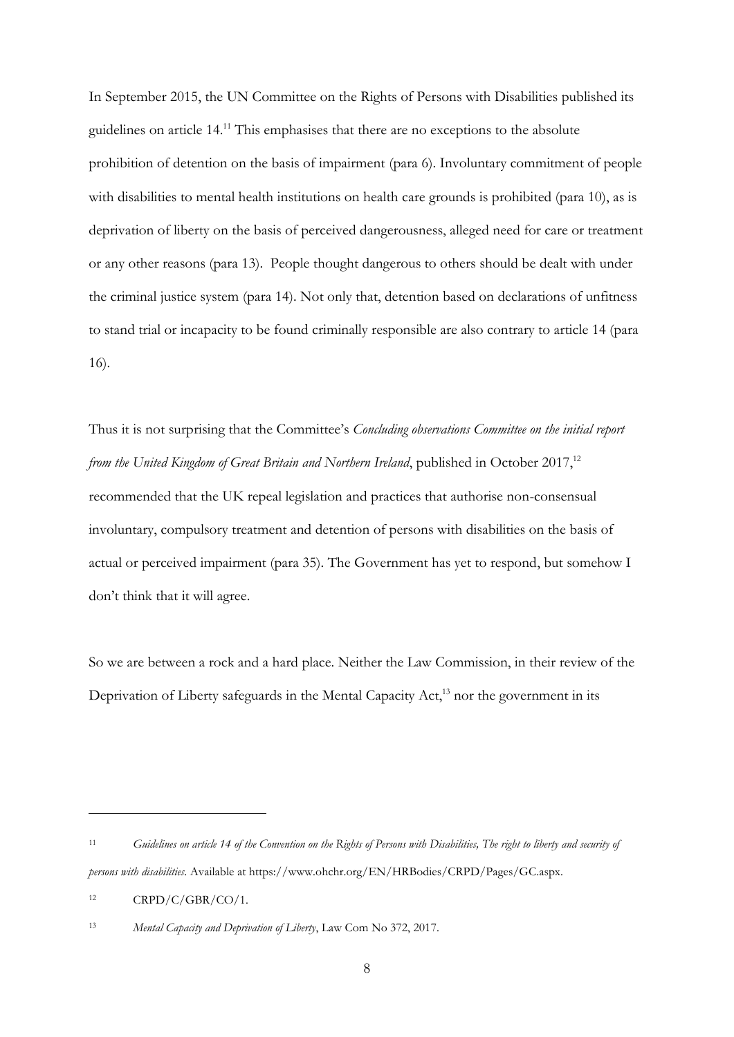In September 2015, the UN Committee on the Rights of Persons with Disabilities published its guidelines on article 14.[11] This emphasises that there are no exceptions to the absolute prohibition of detention on the basis of impairment (para 6). Involuntary commitment of people with disabilities to mental health institutions on health care grounds is prohibited (para 10), as is deprivation of liberty on the basis of perceived dangerousness, alleged need for care or treatment or any other reasons (para 13). People thought dangerous to others should be dealt with under the criminal justice system (para 14). Not only that, detention based on declarations of unfitness to stand trial or incapacity to be found criminally responsible are also contrary to article 14 (para 16).

Thus it is not surprising that the Committee's *Concluding observations Committee on the initial report from the United Kingdom of Great Britain and Northern Ireland*, published in October 2017,[12] recommended that the UK repeal legislation and practices that authorise non-consensual involuntary, compulsory treatment and detention of persons with disabilities on the basis of actual or perceived impairment (para 35). The Government has yet to respond, but somehow I don't think that it will agree.

So we are between a rock and a hard place. Neither the Law Commission, in their review of the Deprivation of Liberty safeguards in the Mental Capacity Act,[13] nor the government in its

---

[11] *Guidelines on article 14 of the Convention on the Rights of Persons with Disabilities, The right to liberty and security of persons with disabilities*. Available at https://www.ohchr.org/EN/HRBodies/CRPD/Pages/GC.aspx.

[12] CRPD/C/GBR/CO/1.

[13] *Mental Capacity and Deprivation of Liberty*, Law Com No 372, 2017.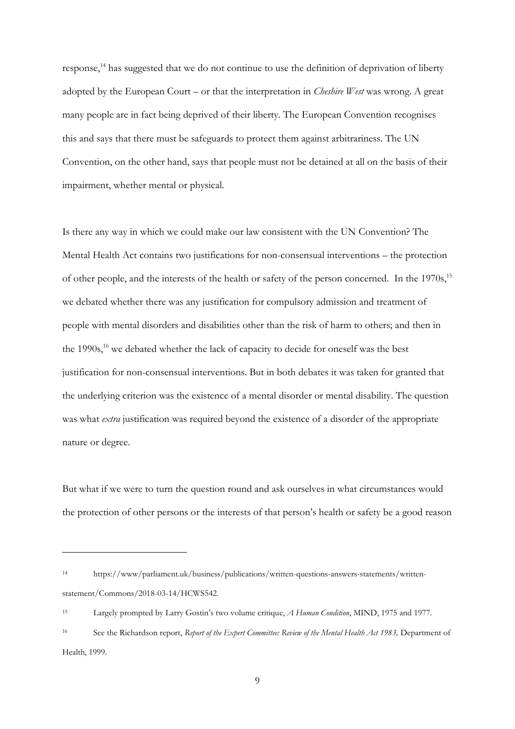response,[14] has suggested that we do not continue to use the definition of deprivation of liberty adopted by the European Court – or that the interpretation in *Cheshire West* was wrong. A great many people are in fact being deprived of their liberty. The European Convention recognises this and says that there must be safeguards to protect them against arbitrariness. The UN Convention, on the other hand, says that people must not be detained at all on the basis of their impairment, whether mental or physical.

Is there any way in which we could make our law consistent with the UN Convention? The Mental Health Act contains two justifications for non-consensual interventions – the protection of other people, and the interests of the health or safety of the person concerned. In the 1970s,[15] we debated whether there was any justification for compulsory admission and treatment of people with mental disorders and disabilities other than the risk of harm to others; and then in the 1990s,[16] we debated whether the lack of capacity to decide for oneself was the best justification for non-consensual interventions. But in both debates it was taken for granted that the underlying criterion was the existence of a mental disorder or mental disability. The question was what *extra* justification was required beyond the existence of a disorder of the appropriate nature or degree.

But what if we were to turn the question round and ask ourselves in what circumstances would the protection of other persons or the interests of that person's health or safety be a good reason

---

[14] https://www/parliament.uk/business/publications/written-questions-answers-statements/written-statement/Commons/2018-03-14/HCWS542.

[15] Largely prompted by Larry Gostin's two volume critique, *A Human Condition*, MIND, 1975 and 1977.

[16] See the Richardson report, *Report of the Expert Committee: Review of the Mental Health Act 1983,* Department of Health, 1999.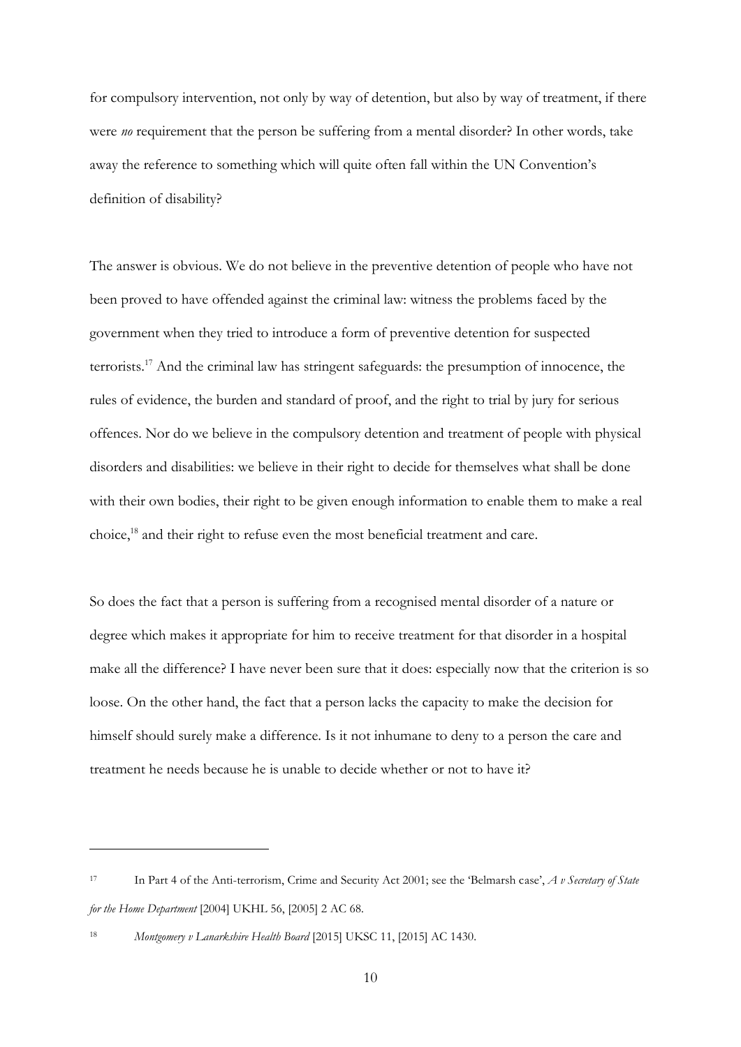for compulsory intervention, not only by way of detention, but also by way of treatment, if there were *no* requirement that the person be suffering from a mental disorder? In other words, take away the reference to something which will quite often fall within the UN Convention's definition of disability?

The answer is obvious. We do not believe in the preventive detention of people who have not been proved to have offended against the criminal law: witness the problems faced by the government when they tried to introduce a form of preventive detention for suspected terrorists.[17] And the criminal law has stringent safeguards: the presumption of innocence, the rules of evidence, the burden and standard of proof, and the right to trial by jury for serious offences. Nor do we believe in the compulsory detention and treatment of people with physical disorders and disabilities: we believe in their right to decide for themselves what shall be done with their own bodies, their right to be given enough information to enable them to make a real choice,[18] and their right to refuse even the most beneficial treatment and care.

So does the fact that a person is suffering from a recognised mental disorder of a nature or degree which makes it appropriate for him to receive treatment for that disorder in a hospital make all the difference? I have never been sure that it does: especially now that the criterion is so loose. On the other hand, the fact that a person lacks the capacity to make the decision for himself should surely make a difference. Is it not inhumane to deny to a person the care and treatment he needs because he is unable to decide whether or not to have it?

---

[17] In Part 4 of the Anti-terrorism, Crime and Security Act 2001; see the 'Belmarsh case', *A v Secretary of State for the Home Department* [2004] UKHL 56, [2005] 2 AC 68.

[18] *Montgomery v Lanarkshire Health Board* [2015] UKSC 11, [2015] AC 1430.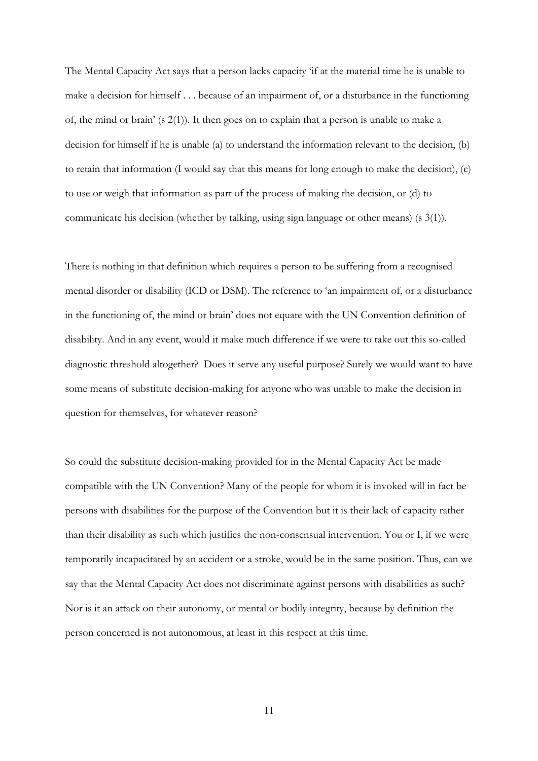The Mental Capacity Act says that a person lacks capacity 'if at the material time he is unable to make a decision for himself . . . because of an impairment of, or a disturbance in the functioning of, the mind or brain' (s 2(1)). It then goes on to explain that a person is unable to make a decision for himself if he is unable (a) to understand the information relevant to the decision, (b) to retain that information (I would say that this means for long enough to make the decision), (c) to use or weigh that information as part of the process of making the decision, or (d) to communicate his decision (whether by talking, using sign language or other means) (s 3(1)).

There is nothing in that definition which requires a person to be suffering from a recognised mental disorder or disability (ICD or DSM). The reference to 'an impairment of, or a disturbance in the functioning of, the mind or brain' does not equate with the UN Convention definition of disability. And in any event, would it make much difference if we were to take out this so-called diagnostic threshold altogether? Does it serve any useful purpose? Surely we would want to have some means of substitute decision-making for anyone who was unable to make the decision in question for themselves, for whatever reason?

So could the substitute decision-making provided for in the Mental Capacity Act be made compatible with the UN Convention? Many of the people for whom it is invoked will in fact be persons with disabilities for the purpose of the Convention but it is their lack of capacity rather than their disability as such which justifies the non-consensual intervention. You or I, if we were temporarily incapacitated by an accident or a stroke, would be in the same position. Thus, can we say that the Mental Capacity Act does not discriminate against persons with disabilities as such? Nor is it an attack on their autonomy, or mental or bodily integrity, because by definition the person concerned is not autonomous, at least in this respect at this time.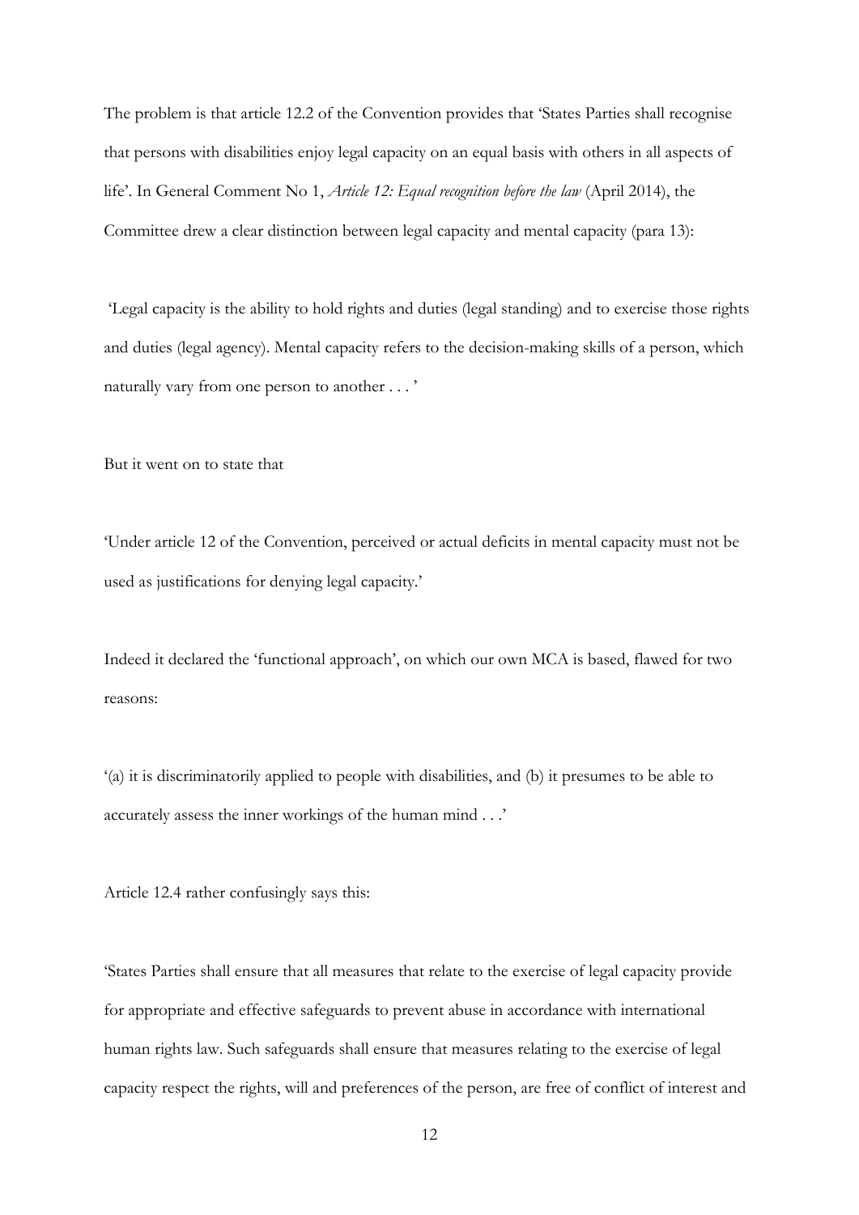The problem is that article 12.2 of the Convention provides that 'States Parties shall recognise that persons with disabilities enjoy legal capacity on an equal basis with others in all aspects of life'. In General Comment No 1, *Article 12: Equal recognition before the law* (April 2014), the Committee drew a clear distinction between legal capacity and mental capacity (para 13):

'Legal capacity is the ability to hold rights and duties (legal standing) and to exercise those rights and duties (legal agency). Mental capacity refers to the decision-making skills of a person, which naturally vary from one person to another . . . '

But it went on to state that

'Under article 12 of the Convention, perceived or actual deficits in mental capacity must not be used as justifications for denying legal capacity.'

Indeed it declared the 'functional approach', on which our own MCA is based, flawed for two reasons:

'(a) it is discriminatorily applied to people with disabilities, and (b) it presumes to be able to accurately assess the inner workings of the human mind . . .'

Article 12.4 rather confusingly says this:

'States Parties shall ensure that all measures that relate to the exercise of legal capacity provide for appropriate and effective safeguards to prevent abuse in accordance with international human rights law. Such safeguards shall ensure that measures relating to the exercise of legal capacity respect the rights, will and preferences of the person, are free of conflict of interest and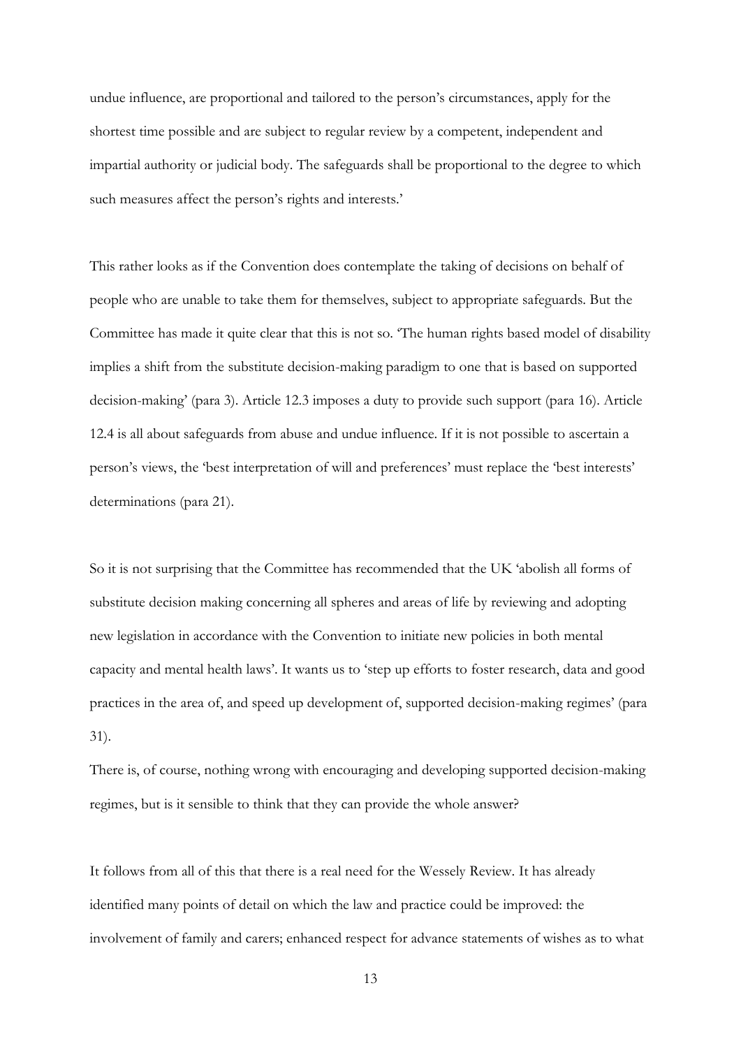undue influence, are proportional and tailored to the person's circumstances, apply for the shortest time possible and are subject to regular review by a competent, independent and impartial authority or judicial body. The safeguards shall be proportional to the degree to which such measures affect the person's rights and interests.'

This rather looks as if the Convention does contemplate the taking of decisions on behalf of people who are unable to take them for themselves, subject to appropriate safeguards. But the Committee has made it quite clear that this is not so. 'The human rights based model of disability implies a shift from the substitute decision-making paradigm to one that is based on supported decision-making' (para 3). Article 12.3 imposes a duty to provide such support (para 16). Article 12.4 is all about safeguards from abuse and undue influence. If it is not possible to ascertain a person's views, the 'best interpretation of will and preferences' must replace the 'best interests' determinations (para 21).

So it is not surprising that the Committee has recommended that the UK 'abolish all forms of substitute decision making concerning all spheres and areas of life by reviewing and adopting new legislation in accordance with the Convention to initiate new policies in both mental capacity and mental health laws'. It wants us to 'step up efforts to foster research, data and good practices in the area of, and speed up development of, supported decision-making regimes' (para 31).

There is, of course, nothing wrong with encouraging and developing supported decision-making regimes, but is it sensible to think that they can provide the whole answer?

It follows from all of this that there is a real need for the Wessely Review. It has already identified many points of detail on which the law and practice could be improved: the involvement of family and carers; enhanced respect for advance statements of wishes as to what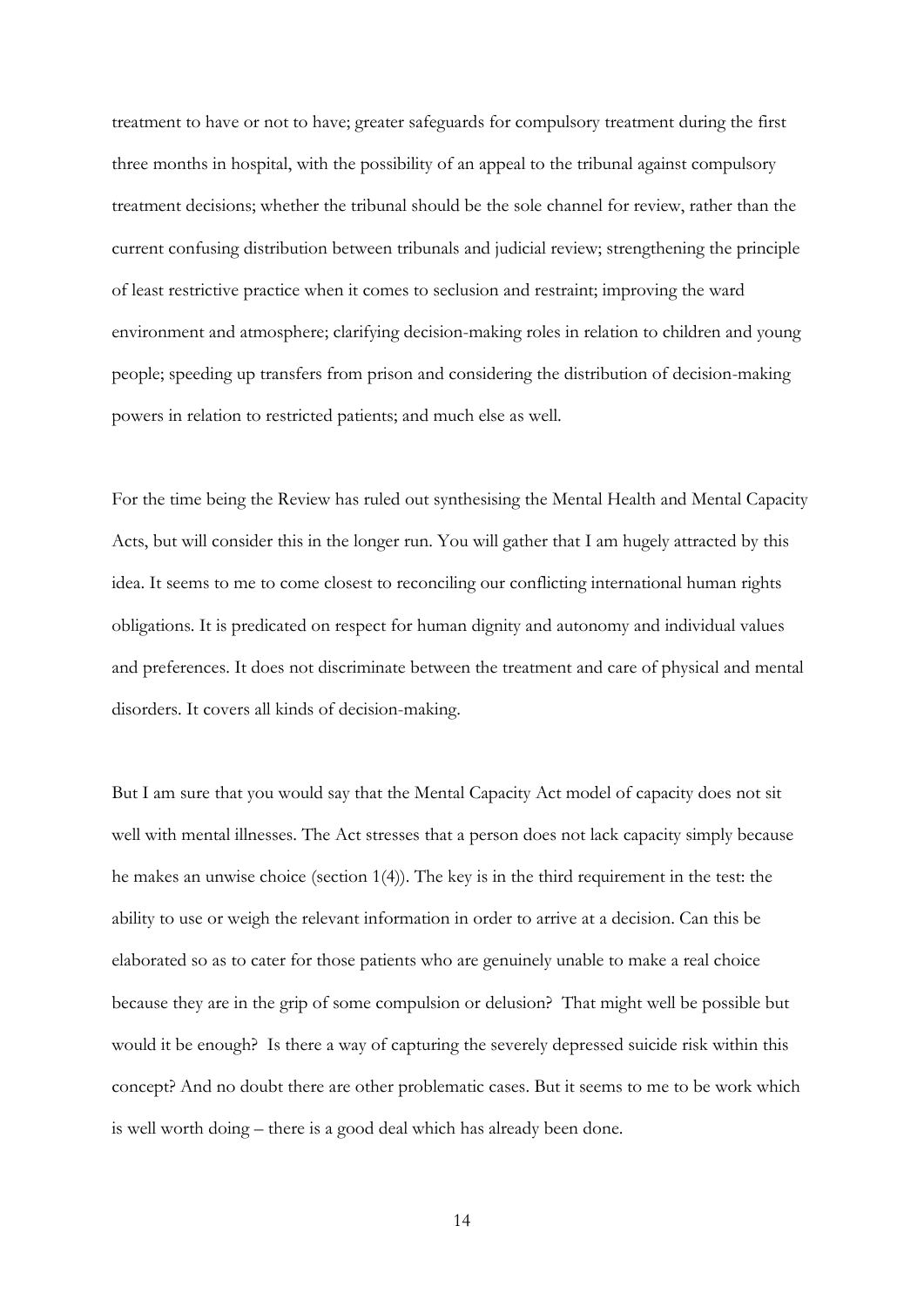treatment to have or not to have; greater safeguards for compulsory treatment during the first three months in hospital, with the possibility of an appeal to the tribunal against compulsory treatment decisions; whether the tribunal should be the sole channel for review, rather than the current confusing distribution between tribunals and judicial review; strengthening the principle of least restrictive practice when it comes to seclusion and restraint; improving the ward environment and atmosphere; clarifying decision-making roles in relation to children and young people; speeding up transfers from prison and considering the distribution of decision-making powers in relation to restricted patients; and much else as well.

For the time being the Review has ruled out synthesising the Mental Health and Mental Capacity Acts, but will consider this in the longer run. You will gather that I am hugely attracted by this idea. It seems to me to come closest to reconciling our conflicting international human rights obligations. It is predicated on respect for human dignity and autonomy and individual values and preferences. It does not discriminate between the treatment and care of physical and mental disorders. It covers all kinds of decision-making.

But I am sure that you would say that the Mental Capacity Act model of capacity does not sit well with mental illnesses. The Act stresses that a person does not lack capacity simply because he makes an unwise choice (section 1(4)). The key is in the third requirement in the test: the ability to use or weigh the relevant information in order to arrive at a decision. Can this be elaborated so as to cater for those patients who are genuinely unable to make a real choice because they are in the grip of some compulsion or delusion? That might well be possible but would it be enough? Is there a way of capturing the severely depressed suicide risk within this concept? And no doubt there are other problematic cases. But it seems to me to be work which is well worth doing – there is a good deal which has already been done.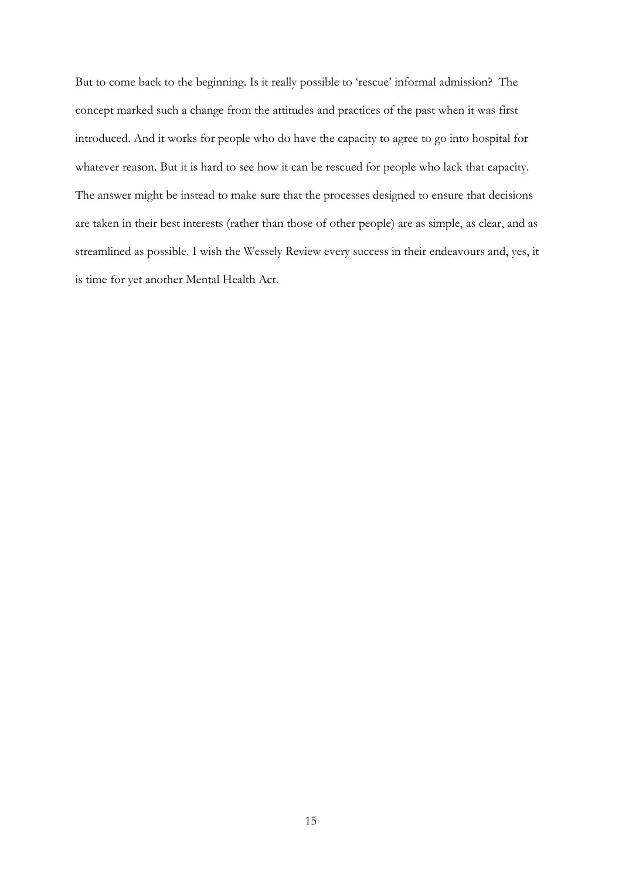But to come back to the beginning. Is it really possible to 'rescue' informal admission? The concept marked such a change from the attitudes and practices of the past when it was first introduced. And it works for people who do have the capacity to agree to go into hospital for whatever reason. But it is hard to see how it can be rescued for people who lack that capacity. The answer might be instead to make sure that the processes designed to ensure that decisions are taken in their best interests (rather than those of other people) are as simple, as clear, and as streamlined as possible. I wish the Wessely Review every success in their endeavours and, yes, it is time for yet another Mental Health Act.